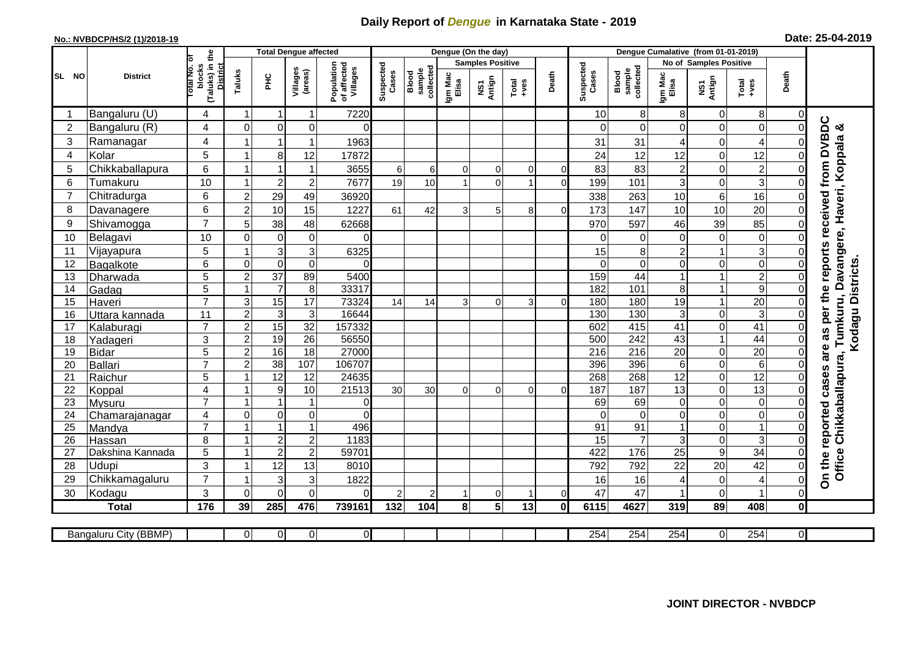# Daily Report of *Dengue* in Karnataka State - 2019

**No.: NVBDCP/HS/2 (1)/2018-19**

**Date: 25-04-2019**

| SL NO | District | Total No. of blocks (Taluks) in the District | Total Dengue affected | | | | Dengue (On the day) | | | | | | | Dengue Cumalative (from 01-01-2019) | | | | | | | |
|---|---|---|---|---|---|---|---|---|---|---|---|---|---|---|---|---|---|---|---|---|
| | | | Taluks | PHC | Villages (areas) | Population of affected Villages | Suspected Cases | Blood sample collected | Samples Positive | | | Death | Suspected Cases | Blood sample collected | No of Samples Positive | | | Death | |
| | | | | | | | | | Igm Mac Elisa | NS1 Antign | Total +ves | | | | Igm Mac Elisa | NS1 Antign | Total +ves | | |
| 1 | Bangaluru (U) | 4 | 1 | 1 | 1 | 7220 | | | | | | | 10 | 8 | 8 | 0 | 8 | 0 | On the reported cases are as per the reports received from DVBDC Office Chikkaballapura, Tumkuru, Davangere, Haveri, Koppala & Kodagu Districts. |
| 2 | Bangaluru (R) | 4 | 0 | 0 | 0 | 0 | | | | | | | 0 | 0 | 0 | 0 | 0 | 0 | |
| 3 | Ramanagar | 4 | 1 | 1 | 1 | 1963 | | | | | | | 31 | 31 | 4 | 0 | 4 | 0 | |
| 4 | Kolar | 5 | 1 | 8 | 12 | 17872 | | | | | | | 24 | 12 | 12 | 0 | 12 | 0 | |
| 5 | Chikkaballapura | 6 | 1 | 1 | 1 | 3655 | 6 | 6 | 0 | 0 | 0 | 0 | 83 | 83 | 2 | 0 | 2 | 0 | |
| 6 | Tumakuru | 10 | 1 | 2 | 2 | 7677 | 19 | 10 | 1 | 0 | 1 | 0 | 199 | 101 | 3 | 0 | 3 | 0 | |
| 7 | Chitradurga | 6 | 2 | 29 | 49 | 36920 | | | | | | | 338 | 263 | 10 | 6 | 16 | 0 | |
| 8 | Davanagere | 6 | 2 | 10 | 15 | 1227 | 61 | 42 | 3 | 5 | 8 | 0 | 173 | 147 | 10 | 10 | 20 | 0 | |
| 9 | Shivamogga | 7 | 5 | 38 | 48 | 62668 | | | | | | | 970 | 597 | 46 | 39 | 85 | 0 | |
| 10 | Belagavi | 10 | 0 | 0 | 0 | 0 | | | | | | | 0 | 0 | 0 | 0 | 0 | 0 | |
| 11 | Vijayapura | 5 | 1 | 3 | 3 | 6325 | | | | | | | 15 | 8 | 2 | 1 | 3 | 0 | |
| 12 | Bagalkote | 6 | 0 | 0 | 0 | 0 | | | | | | | 0 | 0 | 0 | 0 | 0 | 0 | |
| 13 | Dharwada | 5 | 2 | 37 | 89 | 5400 | | | | | | | 159 | 44 | 1 | 1 | 2 | 0 | |
| 14 | Gadag | 5 | 1 | 7 | 8 | 33317 | | | | | | | 182 | 101 | 8 | 1 | 9 | 0 | |
| 15 | Haveri | 7 | 3 | 15 | 17 | 73324 | 14 | 14 | 3 | 0 | 3 | 0 | 180 | 180 | 19 | 1 | 20 | 0 | |
| 16 | Uttara kannada | 11 | 2 | 3 | 3 | 16644 | | | | | | | 130 | 130 | 3 | 0 | 3 | 0 | |
| 17 | Kalaburagi | 7 | 2 | 15 | 32 | 157332 | | | | | | | 602 | 415 | 41 | 0 | 41 | 0 | |
| 18 | Yadageri | 3 | 2 | 19 | 26 | 56550 | | | | | | | 500 | 242 | 43 | 1 | 44 | 0 | |
| 19 | Bidar | 5 | 2 | 16 | 18 | 27000 | | | | | | | 216 | 216 | 20 | 0 | 20 | 0 | |
| 20 | Ballari | 7 | 2 | 38 | 107 | 106707 | | | | | | | 396 | 396 | 6 | 0 | 6 | 0 | |
| 21 | Raichur | 5 | 1 | 12 | 12 | 24635 | | | | | | | 268 | 268 | 12 | 0 | 12 | 0 | |
| 22 | Koppal | 4 | 1 | 9 | 10 | 21513 | 30 | 30 | 0 | 0 | 0 | 0 | 187 | 187 | 13 | 0 | 13 | 0 | |
| 23 | Mysuru | 7 | 1 | 1 | 1 | 0 | | | | | | | 69 | 69 | 0 | 0 | 0 | 0 | |
| 24 | Chamarajanagar | 4 | 0 | 0 | 0 | 0 | | | | | | | 0 | 0 | 0 | 0 | 0 | 0 | |
| 25 | Mandya | 7 | 1 | 1 | 1 | 496 | | | | | | | 91 | 91 | 1 | 0 | 1 | 0 | |
| 26 | Hassan | 8 | 1 | 2 | 2 | 1183 | | | | | | | 15 | 7 | 3 | 0 | 3 | 0 | |
| 27 | Dakshina Kannada | 5 | 1 | 2 | 2 | 59701 | | | | | | | 422 | 176 | 25 | 9 | 34 | 0 | |
| 28 | Udupi | 3 | 1 | 12 | 13 | 8010 | | | | | | | 792 | 792 | 22 | 20 | 42 | 0 | |
| 29 | Chikkamagaluru | 7 | 1 | 3 | 3 | 1822 | | | | | | | 16 | 16 | 4 | 0 | 4 | 0 | |
| 30 | Kodagu | 3 | 0 | 0 | 0 | 0 | 2 | 2 | 1 | 0 | 1 | 0 | 47 | 47 | 1 | 0 | 1 | 0 | |
| | **Total** | **176** | **39** | **285** | **476** | **739161** | **132** | **104** | **8** | **5** | **13** | **0** | **6115** | **4627** | **319** | **89** | **408** | **0** | |

| Bangaluru City (BBMP) | | 0 | 0 | 0 | 0 | | | | | | | 254 | 254 | 254 | 0 | 254 | 0 |
|---|---|---|---|---|---|---|---|---|---|---|---|---|---|---|---|---|---|

**JOINT DIRECTOR - NVBDCP**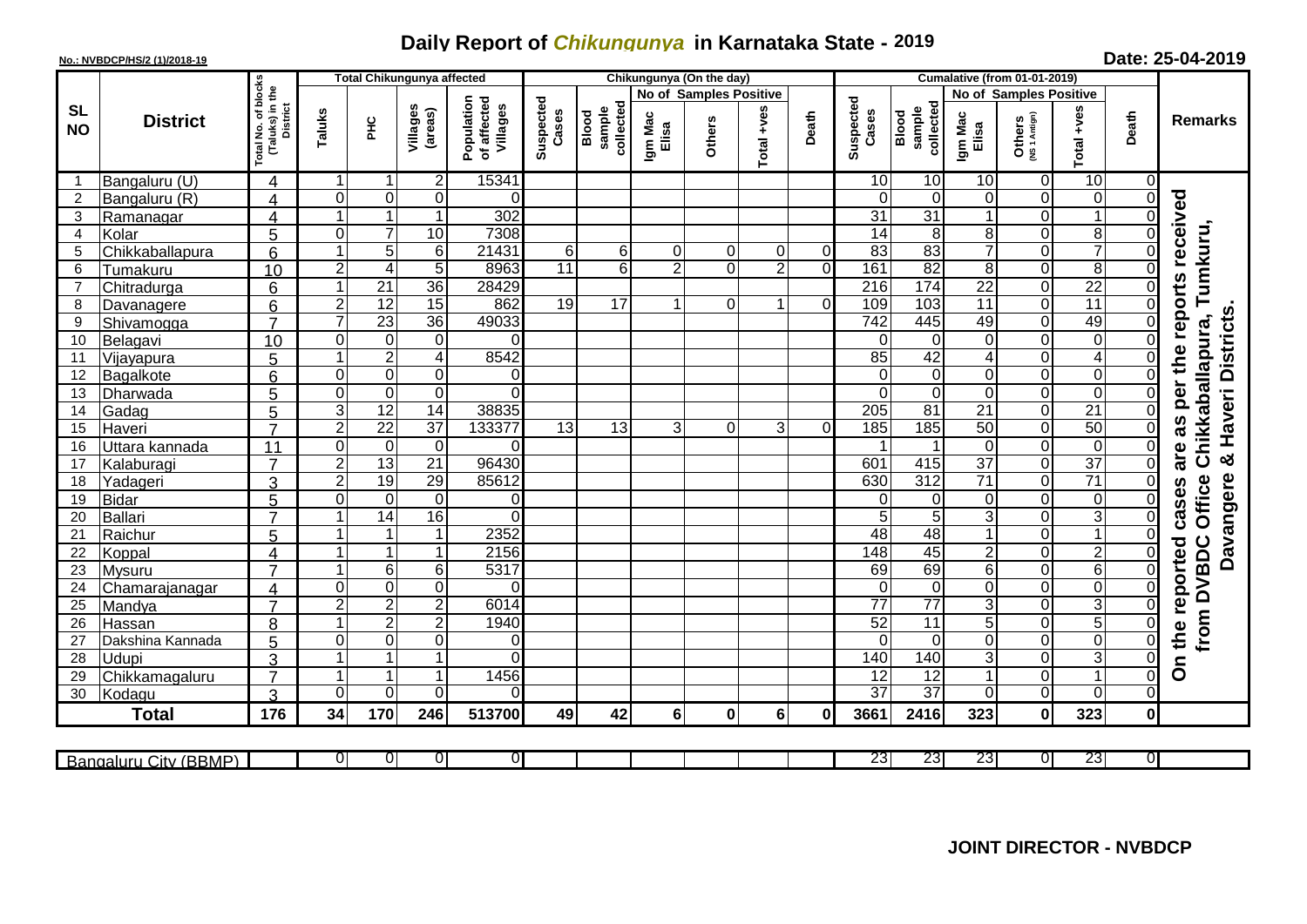# Daily Report of *Chikungunya* in Karnataka State - 2019

**No.: NVBDCP/HS/2 (1)/2018-19**

**Date: 25-04-2019**

| SL NO | District | Total No. of blocks (Taluks) in the District | Total Chikungunya affected | | | | Chikungunya (On the day) | | | | | | | Cumalative (from 01-01-2019) | | | | | | | Remarks |
|---|---|---|---|---|---|---|---|---|---|---|---|---|---|---|---|---|---|---|---|---|---|
| | | | Taluks | PHC | Villages (areas) | Population of affected Villages | Suspected Cases | Blood sample collected | No of Samples Positive | | | Death | Suspected Cases | Blood sample collected | No of Samples Positive | | | Death | |
| | | | | | | | | | Igm Mac Elisa | Others | Total +ves | | | | Igm Mac Elisa | Others (NS 1 Antign) | Total +ves | | |
| 1 | Bangaluru (U) | 4 | 1 | 1 | 2 | 15341 | | | | | | | 10 | 10 | 10 | 0 | 10 | 0 | On the reported cases are as per the reports received from DVBDC Office Chikkaballapura, Tumkuru, Davangere & Haveri Districts. |
| 2 | Bangaluru (R) | 4 | 0 | 0 | 0 | 0 | | | | | | | 0 | 0 | 0 | 0 | 0 | 0 | |
| 3 | Ramanagar | 4 | 1 | 1 | 1 | 302 | | | | | | | 31 | 31 | 1 | 0 | 1 | 0 | |
| 4 | Kolar | 5 | 0 | 7 | 10 | 7308 | | | | | | | 14 | 8 | 8 | 0 | 8 | 0 | |
| 5 | Chikkaballapura | 6 | 1 | 5 | 6 | 21431 | 6 | 6 | 0 | 0 | 0 | 0 | 83 | 83 | 7 | 0 | 7 | 0 | |
| 6 | Tumakuru | 10 | 2 | 4 | 5 | 8963 | 11 | 6 | 2 | 0 | 2 | 0 | 161 | 82 | 8 | 0 | 8 | 0 | |
| 7 | Chitradurga | 6 | 1 | 21 | 36 | 28429 | | | | | | | 216 | 174 | 22 | 0 | 22 | 0 | |
| 8 | Davanagere | 6 | 2 | 12 | 15 | 862 | 19 | 17 | 1 | 0 | 1 | 0 | 109 | 103 | 11 | 0 | 11 | 0 | |
| 9 | Shivamogga | 7 | 7 | 23 | 36 | 49033 | | | | | | | 742 | 445 | 49 | 0 | 49 | 0 | |
| 10 | Belagavi | 10 | 0 | 0 | 0 | 0 | | | | | | | 0 | 0 | 0 | 0 | 0 | 0 | |
| 11 | Vijayapura | 5 | 1 | 2 | 4 | 8542 | | | | | | | 85 | 42 | 4 | 0 | 4 | 0 | |
| 12 | Bagalkote | 6 | 0 | 0 | 0 | 0 | | | | | | | 0 | 0 | 0 | 0 | 0 | 0 | |
| 13 | Dharwada | 5 | 0 | 0 | 0 | 0 | | | | | | | 0 | 0 | 0 | 0 | 0 | 0 | |
| 14 | Gadag | 5 | 3 | 12 | 14 | 38835 | | | | | | | 205 | 81 | 21 | 0 | 21 | 0 | |
| 15 | Haveri | 7 | 2 | 22 | 37 | 133377 | 13 | 13 | 3 | 0 | 3 | 0 | 185 | 185 | 50 | 0 | 50 | 0 | |
| 16 | Uttara kannada | 11 | 0 | 0 | 0 | 0 | | | | | | | 1 | 1 | 0 | 0 | 0 | 0 | |
| 17 | Kalaburagi | 7 | 2 | 13 | 21 | 96430 | | | | | | | 601 | 415 | 37 | 0 | 37 | 0 | |
| 18 | Yadageri | 3 | 2 | 19 | 29 | 85612 | | | | | | | 630 | 312 | 71 | 0 | 71 | 0 | |
| 19 | Bidar | 5 | 0 | 0 | 0 | 0 | | | | | | | 0 | 0 | 0 | 0 | 0 | 0 | |
| 20 | Ballari | 7 | 1 | 14 | 16 | 0 | | | | | | | 5 | 5 | 3 | 0 | 3 | 0 | |
| 21 | Raichur | 5 | 1 | 1 | 1 | 2352 | | | | | | | 48 | 48 | 1 | 0 | 1 | 0 | |
| 22 | Koppal | 4 | 1 | 1 | 1 | 2156 | | | | | | | 148 | 45 | 2 | 0 | 2 | 0 | |
| 23 | Mysuru | 7 | 1 | 6 | 6 | 5317 | | | | | | | 69 | 69 | 6 | 0 | 6 | 0 | |
| 24 | Chamarajanagar | 4 | 0 | 0 | 0 | 0 | | | | | | | 0 | 0 | 0 | 0 | 0 | 0 | |
| 25 | Mandya | 7 | 2 | 2 | 2 | 6014 | | | | | | | 77 | 77 | 3 | 0 | 3 | 0 | |
| 26 | Hassan | 8 | 1 | 2 | 2 | 1940 | | | | | | | 52 | 11 | 5 | 0 | 5 | 0 | |
| 27 | Dakshina Kannada | 5 | 0 | 0 | 0 | 0 | | | | | | | 0 | 0 | 0 | 0 | 0 | 0 | |
| 28 | Udupi | 3 | 1 | 1 | 1 | 0 | | | | | | | 140 | 140 | 3 | 0 | 3 | 0 | |
| 29 | Chikkamagaluru | 7 | 1 | 1 | 1 | 1456 | | | | | | | 12 | 12 | 1 | 0 | 1 | 0 | |
| 30 | Kodagu | 3 | 0 | 0 | 0 | 0 | | | | | | | 37 | 37 | 0 | 0 | 0 | 0 | |
| | **Total** | **176** | **34** | **170** | **246** | **513700** | **49** | **42** | **6** | **0** | **6** | **0** | **3661** | **2416** | **323** | **0** | **323** | **0** | |
| | Bangaluru City (BBMP) | | 0 | 0 | 0 | 0 | | | | | | | 23 | 23 | 23 | 0 | 23 | 0 | |

**JOINT DIRECTOR - NVBDCP**